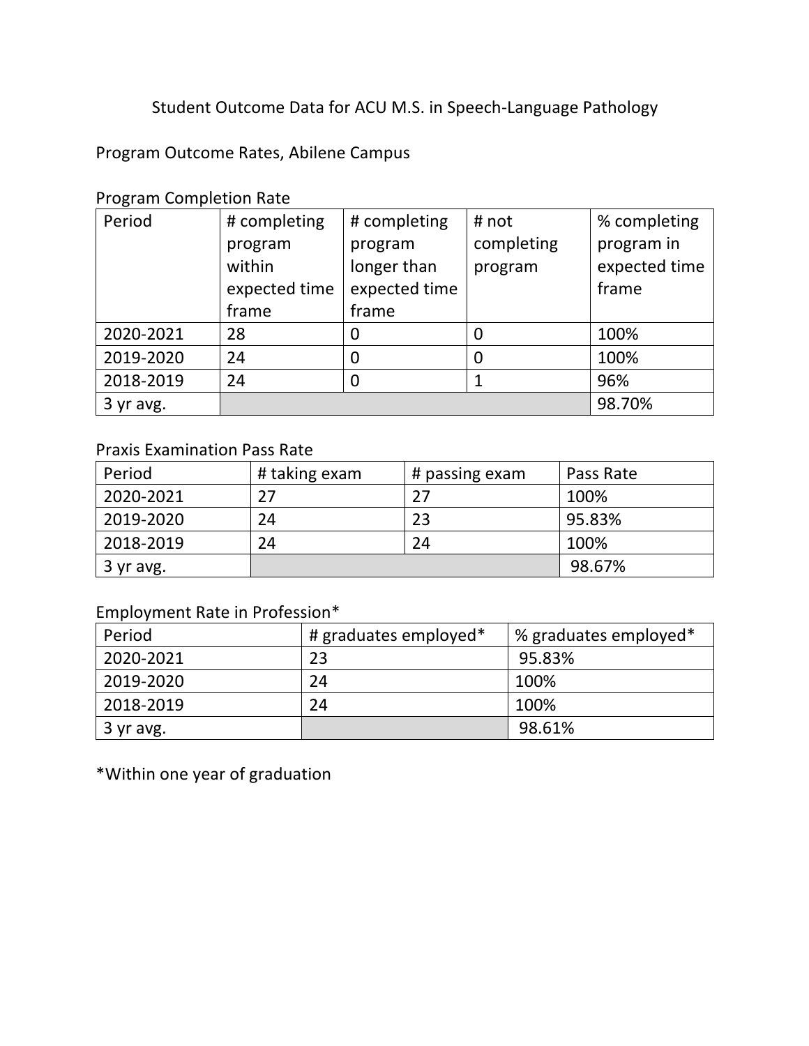# Student Outcome Data for ACU M.S. in Speech-Language Pathology

## Program Outcome Rates, Abilene Campus

### Program Completion Rate

| Period | # completing program within expected time frame | # completing program longer than expected time frame | # not completing program | % completing program in expected time frame |
|---|---|---|---|---|
| 2020-2021 | 28 | 0 | 0 | 100% |
| 2019-2020 | 24 | 0 | 0 | 100% |
| 2018-2019 | 24 | 0 | 1 | 96% |
| 3 yr avg. | | | | 98.70% |

### Praxis Examination Pass Rate

| Period | # taking exam | # passing exam | Pass Rate |
|---|---|---|---|
| 2020-2021 | 27 | 27 | 100% |
| 2019-2020 | 24 | 23 | 95.83% |
| 2018-2019 | 24 | 24 | 100% |
| 3 yr avg. | | | 98.67% |

### Employment Rate in Profession*

| Period | # graduates employed* | % graduates employed* |
|---|---|---|
| 2020-2021 | 23 | 95.83% |
| 2019-2020 | 24 | 100% |
| 2018-2019 | 24 | 100% |
| 3 yr avg. | | 98.61% |

*Within one year of graduation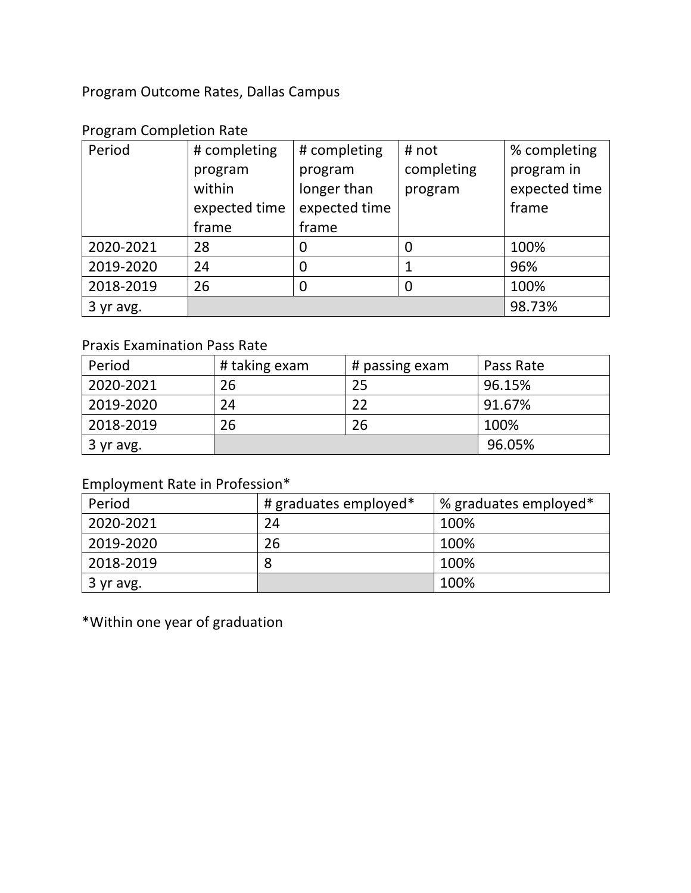Program Outcome Rates, Dallas Campus

Program Completion Rate

| Period | # completing program within expected time frame | # completing program longer than expected time frame | # not completing program | % completing program in expected time frame |
|---|---|---|---|---|
| 2020-2021 | 28 | 0 | 0 | 100% |
| 2019-2020 | 24 | 0 | 1 | 96% |
| 2018-2019 | 26 | 0 | 0 | 100% |
| 3 yr avg. | | | | 98.73% |

Praxis Examination Pass Rate

| Period | # taking exam | # passing exam | Pass Rate |
|---|---|---|---|
| 2020-2021 | 26 | 25 | 96.15% |
| 2019-2020 | 24 | 22 | 91.67% |
| 2018-2019 | 26 | 26 | 100% |
| 3 yr avg. | | | 96.05% |

Employment Rate in Profession*

| Period | # graduates employed* | % graduates employed* |
|---|---|---|
| 2020-2021 | 24 | 100% |
| 2019-2020 | 26 | 100% |
| 2018-2019 | 8 | 100% |
| 3 yr avg. | | 100% |

*Within one year of graduation